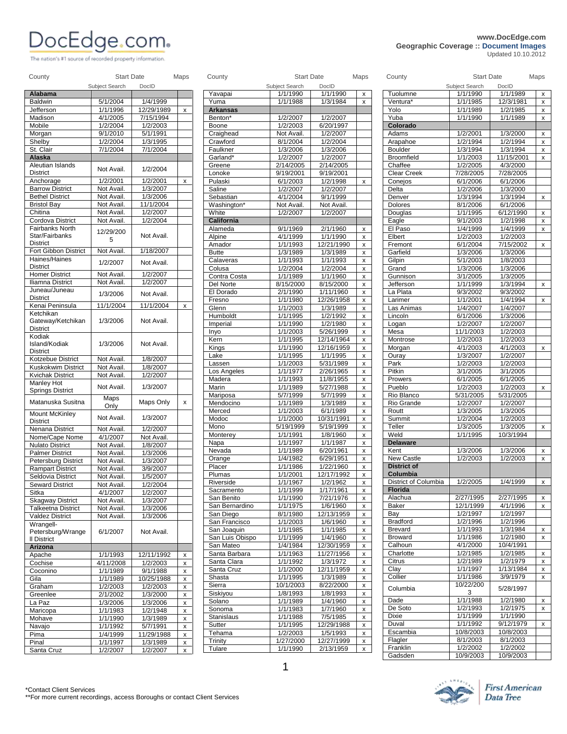# DocEdge.com

The nation's #1 source of recorded property information.

www.DocEdge.com
Geographic Coverage :: Document Images
Updated 10.10.2012

| County | Start Date: Subject Search | Start Date: DocID | Maps |
|---|---|---|---|
| **Alabama** | | | |
| Baldwin | 5/1/2004 | 1/4/1999 | |
| Jefferson | 1/1/1996 | 12/29/1989 | x |
| Madison | 4/1/2005 | 7/15/1994 | |
| Mobile | 1/2/2004 | 1/2/2003 | |
| Morgan | 9/1/2010 | 5/1/1991 | |
| Shelby | 1/2/2004 | 1/3/1995 | |
| St. Clair | 7/1/2004 | 7/1/2004 | |
| **Alaska** | | | |
| Aleutian Islands District | Not Avail. | 1/2/2004 | |
| Anchorage | 1/2/2001 | 1/2/2001 | x |
| Barrow District | Not Avail. | 1/3/2007 | |
| Bethel District | Not Avail. | 1/3/2006 | |
| Bristol Bay | Not Avail. | 11/1/2004 | |
| Chitina | Not Avail. | 1/2/2007 | |
| Cordova District | Not Avail. | 1/2/2004 | |
| Fairbanks North Star/Fairbanks District | 12/29/2005 | Not Avail. | |
| Fort Gibbon District | Not Avail. | 1/18/2007 | |
| Haines/Haines District | 1/2/2007 | Not Avail. | |
| Homer District | Not Avail. | 1/2/2007 | |
| Iliamna District | Not Avail. | 1/2/2007 | |
| Juneau/Juneau District | 1/3/2006 | Not Avail. | |
| Kenai Peninsula | 11/1/2004 | 11/1/2004 | x |
| Ketchikan Gateway/Ketchikan District | 1/3/2006 | Not Avail. | |
| Kodiak Island/Kodiak District | 1/3/2006 | Not Avail. | |
| Kotzebue District | Not Avail. | 1/8/2007 | |
| Kuskokwim District | Not Avail. | 1/8/2007 | |
| Kvichak District | Not Avail. | 1/2/2007 | |
| Manley Hot Springs District | Not Avail. | 1/3/2007 | |
| Matanuska Susitna | Maps Only | Maps Only | x |
| Mount McKinley District | Not Avail. | 1/3/2007 | |
| Nenana District | Not Avail. | 1/2/2007 | |
| Nome/Cape Nome | 4/1/2007 | Not Avail. | |
| Nulato District | Not Avail. | 1/8/2007 | |
| Palmer District | Not Avail. | 1/3/2006 | |
| Petersburg District | Not Avail. | 1/3/2007 | |
| Rampart District | Not Avail. | 3/9/2007 | |
| Seldovia District | Not Avail. | 1/5/2007 | |
| Seward District | Not Avail. | 1/2/2004 | |
| Sitka | 4/1/2007 | 1/2/2007 | |
| Skagway District | Not Avail. | 1/3/2007 | |
| Talkeetna District | Not Avail. | 1/3/2006 | |
| Valdez District | Not Avail. | 1/3/2006 | |
| Wrangell-Petersburg/Wrangell District | 6/1/2007 | Not Avail. | |
| **Arizona** | | | |
| Apache | 1/1/1993 | 12/11/1992 | x |
| Cochise | 4/11/2008 | 1/2/2003 | x |
| Coconino | 1/1/1989 | 9/1/1988 | x |
| Gila | 1/1/1989 | 10/25/1988 | x |
| Graham | 1/2/2003 | 1/2/2003 | x |
| Greenlee | 2/1/2002 | 1/3/2000 | x |
| La Paz | 1/3/2006 | 1/3/2006 | x |
| Maricopa | 1/1/1983 | 1/2/1948 | x |
| Mohave | 1/1/1990 | 1/3/1989 | x |
| Navajo | 1/1/1992 | 5/7/1991 | x |
| Pima | 1/4/1999 | 11/29/1988 | x |
| Pinal | 1/1/1997 | 1/3/1989 | x |
| Santa Cruz | 1/2/2007 | 1/2/2007 | x |
| Yavapai | 1/1/1990 | 1/1/1990 | x |
| Yuma | 1/1/1988 | 1/3/1984 | x |
| **Arkansas** | | | |
| Benton* | 1/2/2007 | 1/2/2007 | |
| Boone | 1/2/2003 | 6/20/1997 | |
| Craighead | Not Avail. | 1/2/2007 | |
| Crawford | 8/1/2004 | 1/2/2004 | |
| Faulkner | 1/3/2006 | 1/3/2006 | |
| Garland* | 1/2/2007 | 1/2/2007 | |
| Greene | 2/14/2005 | 2/14/2005 | |
| Lonoke | 9/19/2001 | 9/19/2001 | |
| Pulaski | 6/1/2003 | 1/2/1998 | x |
| Saline | 1/2/2007 | 1/2/2007 | |
| Sebastian | 4/1/2004 | 9/1/1999 | |
| Washington* | Not Avail. | Not Avail. | |
| White | 1/2/2007 | 1/2/2007 | |
| **California** | | | |
| Alameda | 9/1/1969 | 2/1/1960 | x |
| Alpine | 4/1/1999 | 1/1/1990 | x |
| Amador | 1/1/1993 | 12/21/1990 | x |
| Butte | 1/3/1989 | 1/3/1989 | x |
| Calaveras | 1/1/1993 | 1/1/1993 | x |
| Colusa | 1/2/2004 | 1/2/2004 | x |
| Contra Costa | 1/1/1989 | 1/1/1960 | x |
| Del Norte | 8/15/2000 | 8/15/2000 | x |
| El Dorado | 2/1/1990 | 1/11/1960 | x |
| Fresno | 1/1/1980 | 12/26/1958 | x |
| Glenn | 1/1/2003 | 1/3/1989 | x |
| Humboldt | 1/1/1995 | 1/2/1992 | x |
| Imperial | 1/1/1990 | 1/2/1980 | x |
| Inyo | 1/1/2003 | 5/26/1999 | x |
| Kern | 1/1/1995 | 12/14/1964 | x |
| Kings | 1/1/1990 | 12/16/1959 | x |
| Lake | 1/1/1995 | 1/1/1995 | x |
| Lassen | 1/1/2003 | 5/31/1989 | x |
| Los Angeles | 1/1/1977 | 2/26/1965 | x |
| Madera | 1/1/1993 | 11/8/1955 | x |
| Marin | 1/1/1989 | 5/27/1988 | x |
| Mariposa | 5/7/1999 | 5/7/1999 | x |
| Mendocino | 1/1/1989 | 1/3/1989 | x |
| Merced | 1/1/2003 | 6/1/1989 | x |
| Modoc | 1/1/2000 | 10/31/1991 | x |
| Mono | 5/19/1999 | 5/19/1999 | x |
| Monterey | 1/1/1991 | 1/8/1960 | x |
| Napa | 1/1/1997 | 1/1/1987 | x |
| Nevada | 1/1/1989 | 6/20/1961 | x |
| Orange | 1/4/1982 | 6/29/1951 | x |
| Placer | 1/1/1986 | 1/22/1960 | x |
| Plumas | 1/1/2001 | 12/17/1992 | x |
| Riverside | 1/1/1967 | 1/2/1962 | x |
| Sacramento | 1/1/1999 | 1/17/1961 | x |
| San Benito | 1/1/1990 | 7/21/1976 | x |
| San Bernardino | 1/1/1975 | 1/6/1960 | x |
| San Diego | 8/1/1980 | 12/13/1959 | x |
| San Francisco | 1/1/2003 | 1/6/1960 | x |
| San Joaquin | 1/1/1985 | 1/1/1985 | x |
| San Luis Obispo | 1/1/1999 | 1/4/1960 | x |
| San Mateo | 1/4/1984 | 12/30/1959 | x |
| Santa Barbara | 1/1/1963 | 11/27/1956 | x |
| Santa Clara | 1/1/1992 | 1/3/1972 | x |
| Santa Cruz | 1/1/2000 | 12/11/1959 | x |
| Shasta | 1/1/1995 | 1/3/1989 | x |
| Sierra | 10/1/2003 | 8/22/2000 | x |
| Siskiyou | 1/8/1993 | 1/8/1993 | x |
| Solano | 1/1/1989 | 1/4/1960 | x |
| Sonoma | 1/1/1983 | 1/7/1960 | x |
| Stanislaus | 1/1/1988 | 7/5/1985 | x |
| Sutter | 1/1/1995 | 12/29/1988 | x |
| Tehama | 1/2/2003 | 1/5/1993 | x |
| Trinity | 1/27/2000 | 12/27/1999 | x |
| Tulare | 1/1/1990 | 2/13/1959 | x |
| Tuolumne | 1/1/1990 | 1/1/1989 | x |
| Ventura* | 1/1/1985 | 12/3/1981 | x |
| Yolo | 1/1/1989 | 1/2/1985 | x |
| Yuba | 1/1/1990 | 1/1/1989 | x |
| **Colorado** | | | |
| Adams | 1/2/2001 | 1/3/2000 | x |
| Arapahoe | 1/2/1994 | 1/2/1994 | x |
| Boulder | 1/3/1994 | 1/3/1994 | x |
| Broomfield | 1/1/2003 | 11/15/2001 | x |
| Chaffee | 1/2/2005 | 4/3/2000 | |
| Clear Creek | 7/28/2005 | 7/28/2005 | |
| Conejos | 6/1/2006 | 6/1/2006 | |
| Delta | 1/2/2006 | 1/3/2000 | |
| Denver | 1/3/1994 | 1/3/1994 | x |
| Dolores | 8/1/2006 | 6/1/2006 | |
| Douglas | 1/1/1995 | 6/12/1990 | x |
| Eagle | 9/1/2003 | 1/2/1998 | x |
| El Paso | 1/4/1999 | 1/4/1999 | x |
| Elbert | 1/2/2003 | 1/2/2003 | |
| Fremont | 6/1/2004 | 7/15/2002 | x |
| Garfield | 1/3/2006 | 1/3/2006 | |
| Gilpin | 5/1/2003 | 1/8/2003 | |
| Grand | 1/3/2006 | 1/3/2006 | |
| Gunnison | 3/1/2005 | 1/3/2005 | |
| Jefferson | 1/1/1999 | 1/3/1994 | x |
| La Plata | 9/3/2002 | 9/3/2002 | |
| Larimer | 1/1/2001 | 1/4/1994 | x |
| Las Animas | 1/4/2007 | 1/4/2007 | |
| Lincoln | 6/1/2006 | 1/3/2006 | |
| Logan | 1/2/2007 | 1/2/2007 | |
| Mesa | 11/1/2003 | 1/2/2003 | |
| Montrose | 1/2/2003 | 1/2/2003 | |
| Morgan | 4/1/2003 | 4/1/2003 | x |
| Ouray | 1/3/2007 | 1/2/2007 | |
| Park | 1/2/2003 | 1/2/2003 | |
| Pitkin | 3/1/2005 | 3/1/2005 | |
| Prowers | 6/1/2005 | 6/1/2005 | |
| Pueblo | 1/2/2003 | 1/2/2003 | x |
| Rio Blanco | 5/31/2005 | 5/31/2005 | |
| Rio Grande | 1/2/2007 | 1/2/2007 | |
| Routt | 1/3/2005 | 1/3/2005 | |
| Summit | 1/2/2004 | 1/2/2003 | |
| Teller | 1/3/2005 | 1/3/2005 | x |
| Weld | 1/1/1995 | 10/3/1994 | |
| **Delaware** | | | |
| Kent | 1/3/2006 | 1/3/2006 | x |
| New Castle | 1/2/2003 | 1/2/2003 | x |
| **District of Columbia** | | | |
| District of Columbia | 1/2/2005 | 1/4/1999 | x |
| **Florida** | | | |
| Alachua | 2/27/1995 | 2/27/1995 | x |
| Baker | 12/1/1999 | 4/1/1996 | x |
| Bay | 1/2/1997 | 1/2/1997 | |
| Bradford | 1/2/1996 | 1/2/1996 | |
| Brevard | 1/1/1993 | 1/3/1984 | x |
| Broward | 1/1/1986 | 1/2/1980 | x |
| Calhoun | 4/1/2000 | 10/4/1991 | |
| Charlotte | 1/2/1985 | 1/2/1985 | x |
| Citrus | 1/2/1989 | 1/2/1979 | x |
| Clay | 1/1/1997 | 1/13/1984 | x |
| Collier | 1/1/1986 | 3/9/1979 | x |
| Columbia | 10/22/2003 | 5/28/1997 | |
| Dade | 1/1/1988 | 1/2/1980 | x |
| De Soto | 1/2/1993 | 1/2/1975 | x |
| Dixie | 1/1/1999 | 1/1/1990 | |
| Duval | 1/1/1992 | 9/12/1979 | x |
| Escambia | 10/8/2003 | 10/8/2003 | |
| Flagler | 8/1/2003 | 8/1/2003 | |
| Franklin | 1/2/2002 | 1/2/2002 | |
| Gadsden | 10/9/2003 | 10/9/2003 | |

*Contact Client Services
**For more current recordings, access Boroughs or contact Client Services

First American Data Tree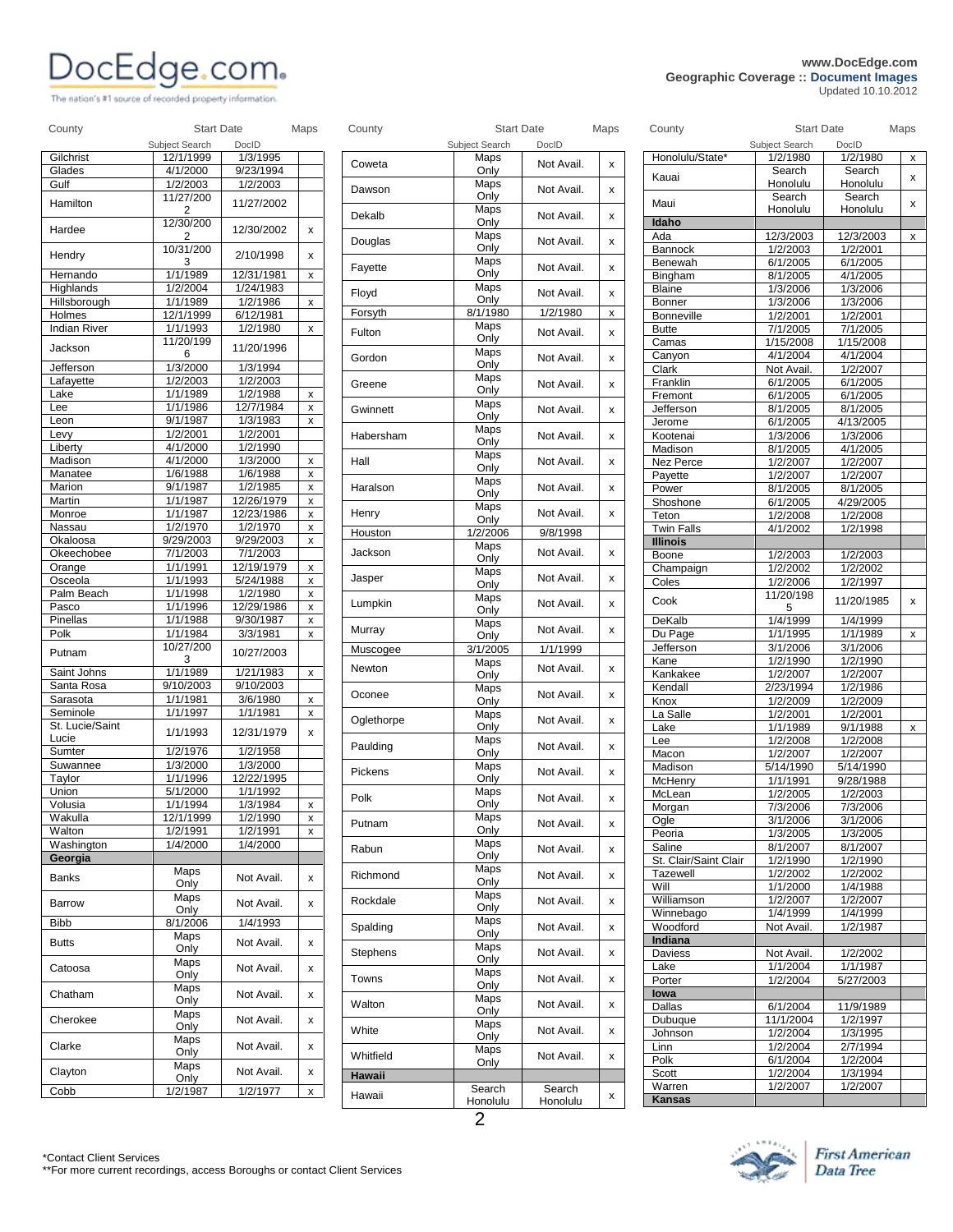DocEdge.com

The nation's #1 source of recorded property information.

www.DocEdge.com
Geographic Coverage :: Document Images
Updated 10.10.2012

| County | Start Date | | Maps |
|---|---|---|---|
| | Subject Search | DocID | |
| Gilchrist | 12/1/1999 | 1/3/1995 | |
| Glades | 4/1/2000 | 9/23/1994 | |
| Gulf | 1/2/2003 | 1/2/2003 | |
| Hamilton | 11/27/2002 | 11/27/2002 | |
| Hardee | 12/30/2002 | 12/30/2002 | x |
| Hendry | 10/31/2003 | 2/10/1998 | x |
| Hernando | 1/1/1989 | 12/31/1981 | x |
| Highlands | 1/2/2004 | 1/24/1983 | |
| Hillsborough | 1/1/1989 | 1/2/1986 | x |
| Holmes | 12/1/1999 | 6/12/1981 | |
| Indian River | 1/1/1993 | 1/2/1980 | x |
| Jackson | 11/20/1996 | 11/20/1996 | |
| Jefferson | 1/3/2000 | 1/3/1994 | |
| Lafayette | 1/2/2003 | 1/2/2003 | |
| Lake | 1/1/1989 | 1/2/1988 | x |
| Lee | 1/1/1986 | 12/7/1984 | x |
| Leon | 9/1/1987 | 1/3/1983 | x |
| Levy | 1/2/2001 | 1/2/2001 | |
| Liberty | 4/1/2000 | 1/2/1990 | |
| Madison | 4/1/2000 | 1/3/2000 | x |
| Manatee | 1/6/1988 | 1/6/1988 | x |
| Marion | 9/1/1987 | 1/2/1985 | x |
| Martin | 1/1/1987 | 12/26/1979 | x |
| Monroe | 1/1/1987 | 12/23/1986 | x |
| Nassau | 1/2/1970 | 1/2/1970 | x |
| Okaloosa | 9/29/2003 | 9/29/2003 | x |
| Okeechobee | 7/1/2003 | 7/1/2003 | |
| Orange | 1/1/1991 | 12/19/1979 | x |
| Osceola | 1/1/1993 | 5/24/1988 | x |
| Palm Beach | 1/1/1998 | 1/2/1980 | x |
| Pasco | 1/1/1996 | 12/29/1986 | x |
| Pinellas | 1/1/1988 | 9/30/1987 | x |
| Polk | 1/1/1984 | 3/3/1981 | x |
| Putnam | 10/27/2003 | 10/27/2003 | |
| Saint Johns | 1/1/1989 | 1/21/1983 | x |
| Santa Rosa | 9/10/2003 | 9/10/2003 | |
| Sarasota | 1/1/1981 | 3/6/1980 | x |
| Seminole | 1/1/1997 | 1/1/1981 | x |
| St. Lucie/Saint Lucie | 1/1/1993 | 12/31/1979 | x |
| Sumter | 1/2/1976 | 1/2/1958 | |
| Suwannee | 1/3/2000 | 1/3/2000 | |
| Taylor | 1/1/1996 | 12/22/1995 | |
| Union | 5/1/2000 | 1/1/1992 | |
| Volusia | 1/1/1994 | 1/3/1984 | x |
| Wakulla | 12/1/1999 | 1/2/1990 | x |
| Walton | 1/2/1991 | 1/2/1991 | x |
| Washington | 1/4/2000 | 1/4/2000 | |
| **Georgia** | | | |
| Banks | Maps Only | Not Avail. | x |
| Barrow | Maps Only | Not Avail. | x |
| Bibb | 8/1/2006 | 1/4/1993 | |
| Butts | Maps Only | Not Avail. | x |
| Catoosa | Maps Only | Not Avail. | x |
| Chatham | Maps Only | Not Avail. | x |
| Cherokee | Maps Only | Not Avail. | x |
| Clarke | Maps Only | Not Avail. | x |
| Clayton | Maps Only | Not Avail. | x |
| Cobb | 1/2/1987 | 1/2/1977 | x |
| Coweta | Maps Only | Not Avail. | x |
| Dawson | Maps Only | Not Avail. | x |
| Dekalb | Maps Only | Not Avail. | x |
| Douglas | Maps Only | Not Avail. | x |
| Fayette | Maps Only | Not Avail. | x |
| Floyd | Maps Only | Not Avail. | x |
| Forsyth | 8/1/1980 | 1/2/1980 | x |
| Fulton | Maps Only | Not Avail. | x |
| Gordon | Maps Only | Not Avail. | x |
| Greene | Maps Only | Not Avail. | x |
| Gwinnett | Maps Only | Not Avail. | x |
| Habersham | Maps Only | Not Avail. | x |
| Hall | Maps Only | Not Avail. | x |
| Haralson | Maps Only | Not Avail. | x |
| Henry | Maps Only | Not Avail. | x |
| Houston | 1/2/2006 | 9/8/1998 | |
| Jackson | Maps Only | Not Avail. | x |
| Jasper | Maps Only | Not Avail. | x |
| Lumpkin | Maps Only | Not Avail. | x |
| Murray | Maps Only | Not Avail. | x |
| Muscogee | 3/1/2005 | 1/1/1999 | |
| Newton | Maps Only | Not Avail. | x |
| Oconee | Maps Only | Not Avail. | x |
| Oglethorpe | Maps Only | Not Avail. | x |
| Paulding | Maps Only | Not Avail. | x |
| Pickens | Maps Only | Not Avail. | x |
| Polk | Maps Only | Not Avail. | x |
| Putnam | Maps Only | Not Avail. | x |
| Rabun | Maps Only | Not Avail. | x |
| Richmond | Maps Only | Not Avail. | x |
| Rockdale | Maps Only | Not Avail. | x |
| Spalding | Maps Only | Not Avail. | x |
| Stephens | Maps Only | Not Avail. | x |
| Towns | Maps Only | Not Avail. | x |
| Walton | Maps Only | Not Avail. | x |
| White | Maps Only | Not Avail. | x |
| Whitfield | Maps Only | Not Avail. | x |
| **Hawaii** | | | |
| Hawaii | Search Honolulu | Search Honolulu | x |
| Honolulu/State* | 1/2/1980 | 1/2/1980 | x |
| Kauai | Search Honolulu | Search Honolulu | x |
| Maui | Search Honolulu | Search Honolulu | x |
| **Idaho** | | | |
| Ada | 12/3/2003 | 12/3/2003 | x |
| Bannock | 1/2/2003 | 1/2/2001 | |
| Benewah | 6/1/2005 | 6/1/2005 | |
| Bingham | 8/1/2005 | 4/1/2005 | |
| Blaine | 1/3/2006 | 1/3/2006 | |
| Bonner | 1/3/2006 | 1/3/2006 | |
| Bonneville | 1/2/2001 | 1/2/2001 | |
| Butte | 7/1/2005 | 7/1/2005 | |
| Camas | 1/15/2008 | 1/15/2008 | |
| Canyon | 4/1/2004 | 4/1/2004 | |
| Clark | Not Avail. | 1/2/2007 | |
| Franklin | 6/1/2005 | 6/1/2005 | |
| Fremont | 6/1/2005 | 6/1/2005 | |
| Jefferson | 8/1/2005 | 8/1/2005 | |
| Jerome | 6/1/2005 | 4/13/2005 | |
| Kootenai | 1/3/2006 | 1/3/2006 | |
| Madison | 8/1/2005 | 4/1/2005 | |
| Nez Perce | 1/2/2007 | 1/2/2007 | |
| Payette | 1/2/2007 | 1/2/2007 | |
| Power | 8/1/2005 | 8/1/2005 | |
| Shoshone | 6/1/2005 | 4/29/2005 | |
| Teton | 1/2/2008 | 1/2/2008 | |
| Twin Falls | 4/1/2002 | 1/2/1998 | |
| **Illinois** | | | |
| Boone | 1/2/2003 | 1/2/2003 | |
| Champaign | 1/2/2002 | 1/2/2002 | |
| Coles | 1/2/2006 | 1/2/1997 | |
| Cook | 11/20/1985 | 11/20/1985 | x |
| DeKalb | 1/4/1999 | 1/4/1999 | |
| Du Page | 1/1/1995 | 1/1/1989 | x |
| Jefferson | 3/1/2006 | 3/1/2006 | |
| Kane | 1/2/1990 | 1/2/1990 | |
| Kankakee | 1/2/2007 | 1/2/2007 | |
| Kendall | 2/23/1994 | 1/2/1986 | |
| Knox | 1/2/2009 | 1/2/2009 | |
| La Salle | 1/2/2001 | 1/2/2001 | |
| Lake | 1/1/1989 | 9/1/1988 | x |
| Lee | 1/2/2008 | 1/2/2008 | |
| Macon | 1/2/2007 | 1/2/2007 | |
| Madison | 5/14/1990 | 5/14/1990 | |
| McHenry | 1/1/1991 | 9/28/1988 | |
| McLean | 1/2/2005 | 1/2/2003 | |
| Morgan | 7/3/2006 | 7/3/2006 | |
| Ogle | 3/1/2006 | 3/1/2006 | |
| Peoria | 1/3/2005 | 1/3/2005 | |
| Saline | 8/1/2007 | 8/1/2007 | |
| St. Clair/Saint Clair | 1/2/1990 | 1/2/1990 | |
| Tazewell | 1/2/2002 | 1/2/2002 | |
| Will | 1/1/2000 | 1/4/1988 | |
| Williamson | 1/2/2007 | 1/2/2007 | |
| Winnebago | 1/4/1999 | 1/4/1999 | |
| Woodford | Not Avail. | 1/2/1987 | |
| **Indiana** | | | |
| Daviess | Not Avail. | 1/2/2002 | |
| Lake | 1/1/2004 | 1/1/1987 | |
| Porter | 1/2/2004 | 5/27/2003 | |
| **Iowa** | | | |
| Dallas | 6/1/2004 | 11/9/1989 | |
| Dubuque | 11/1/2004 | 1/2/1997 | |
| Johnson | 1/2/2004 | 1/3/1995 | |
| Linn | 1/2/2004 | 2/7/1994 | |
| Polk | 6/1/2004 | 1/2/2004 | |
| Scott | 1/2/2004 | 1/3/1994 | |
| Warren | 1/2/2007 | 1/2/2007 | |
| **Kansas** | | | |

*Contact Client Services
**For more current recordings, access Boroughs or contact Client Services

First American Data Tree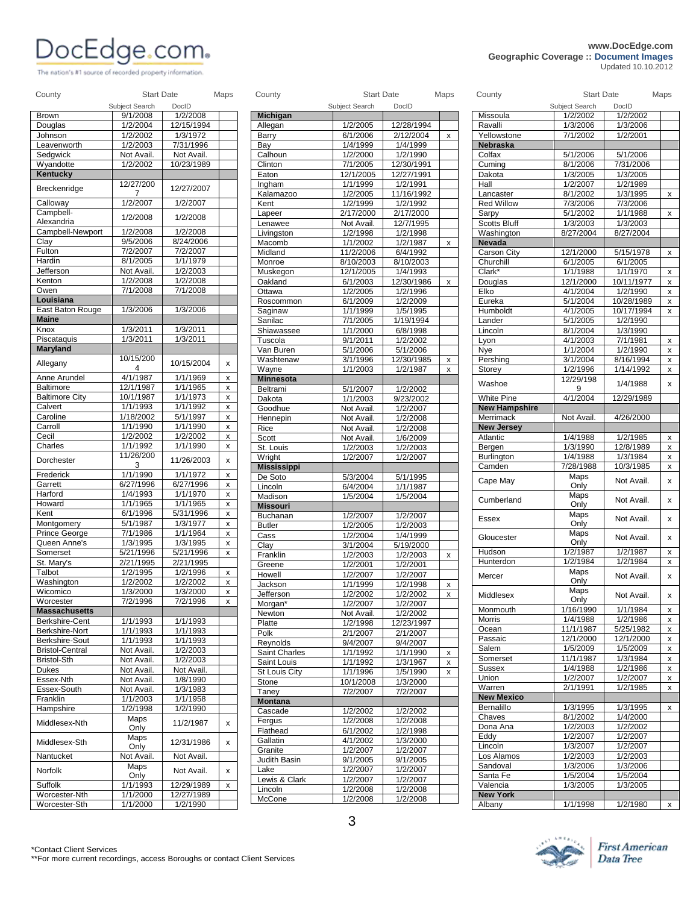www.DocEdge.com
Geographic Coverage :: Document Images
Updated 10.10.2012

| County | Start Date Subject Search | Start Date DocID | Maps |
|---|---|---|---|
| Brown | 9/1/2008 | 1/2/2008 | |
| Douglas | 1/2/2004 | 12/15/1994 | |
| Johnson | 1/2/2002 | 1/3/1972 | |
| Leavenworth | 1/2/2003 | 7/31/1996 | |
| Sedgwick | Not Avail. | Not Avail. | |
| Wyandotte | 1/2/2002 | 10/23/1989 | |
| **Kentucky** | | | |
| Breckenridge | 12/27/2007 | 12/27/2007 | |
| Calloway | 1/2/2007 | 1/2/2007 | |
| Campbell-Alexandria | 1/2/2008 | 1/2/2008 | |
| Campbell-Newport | 1/2/2008 | 1/2/2008 | |
| Clay | 9/5/2006 | 8/24/2006 | |
| Fulton | 7/2/2007 | 7/2/2007 | |
| Hardin | 8/1/2005 | 1/1/1979 | |
| Jefferson | Not Avail. | 1/2/2003 | |
| Kenton | 1/2/2008 | 1/2/2008 | |
| Owen | 7/1/2008 | 7/1/2008 | |
| **Louisiana** | | | |
| East Baton Rouge | 1/3/2006 | 1/3/2006 | |
| **Maine** | | | |
| Knox | 1/3/2011 | 1/3/2011 | |
| Piscataquis | 1/3/2011 | 1/3/2011 | |
| **Maryland** | | | |
| Allegany | 10/15/2004 | 10/15/2004 | x |
| Anne Arundel | 4/1/1987 | 1/1/1969 | x |
| Baltimore | 12/1/1987 | 1/1/1965 | x |
| Baltimore City | 10/1/1987 | 1/1/1973 | x |
| Calvert | 1/1/1993 | 1/1/1992 | x |
| Caroline | 1/18/2002 | 5/1/1997 | x |
| Carroll | 1/1/1990 | 1/1/1990 | x |
| Cecil | 1/2/2002 | 1/2/2002 | x |
| Charles | 1/1/1992 | 1/1/1990 | x |
| Dorchester | 11/26/2003 | 11/26/2003 | x |
| Frederick | 1/1/1990 | 1/1/1972 | x |
| Garrett | 6/27/1996 | 6/27/1996 | x |
| Harford | 1/4/1993 | 1/1/1970 | x |
| Howard | 1/1/1965 | 1/1/1965 | x |
| Kent | 6/1/1996 | 5/31/1996 | x |
| Montgomery | 5/1/1987 | 1/3/1977 | x |
| Prince George | 7/1/1986 | 1/1/1964 | x |
| Queen Anne's | 1/3/1995 | 1/3/1995 | x |
| Somerset | 5/21/1996 | 5/21/1996 | x |
| St. Mary's | 2/21/1995 | 2/21/1995 | |
| Talbot | 1/2/1995 | 1/2/1996 | x |
| Washington | 1/2/2002 | 1/2/2002 | x |
| Wicomico | 1/3/2000 | 1/3/2000 | x |
| Worcester | 7/2/1996 | 7/2/1996 | x |
| **Massachusetts** | | | |
| Berkshire-Cent | 1/1/1993 | 1/1/1993 | |
| Berkshire-Nort | 1/1/1993 | 1/1/1993 | |
| Berkshire-Sout | 1/1/1993 | 1/1/1993 | |
| Bristol-Central | Not Avail. | 1/2/2003 | |
| Bristol-Sth | Not Avail. | 1/2/2003 | |
| Dukes | Not Avail. | Not Avail. | |
| Essex-Nth | Not Avail. | 1/8/1990 | |
| Essex-South | Not Avail. | 1/3/1983 | |
| Franklin | 1/1/2003 | 1/1/1958 | |
| Hampshire | 1/2/1998 | 1/2/1990 | |
| Middlesex-Nth | Maps Only | 11/2/1987 | x |
| Middlesex-Sth | Maps Only | 12/31/1986 | x |
| Nantucket | Not Avail. | Not Avail. | |
| Norfolk | Maps Only | Not Avail. | x |
| Suffolk | 1/1/1993 | 12/29/1989 | x |
| Worcester-Nth | 1/1/2000 | 12/27/1989 | |
| Worcester-Sth | 1/1/2000 | 1/2/1990 | |
| **Michigan** | | | |
| Allegan | 1/2/2005 | 12/28/1994 | |
| Barry | 6/1/2006 | 2/12/2004 | x |
| Bay | 1/4/1999 | 1/4/1999 | |
| Calhoun | 1/2/2000 | 1/2/1990 | |
| Clinton | 7/1/2005 | 12/30/1991 | |
| Eaton | 12/1/2005 | 12/27/1991 | |
| Ingham | 1/1/1999 | 1/2/1991 | |
| Kalamazoo | 1/2/2005 | 11/16/1992 | |
| Kent | 1/2/1999 | 1/2/1992 | |
| Lapeer | 2/17/2000 | 2/17/2000 | |
| Lenawee | Not Avail. | 12/7/1995 | |
| Livingston | 1/2/1998 | 1/2/1998 | |
| Macomb | 1/1/2002 | 1/2/1987 | x |
| Midland | 11/2/2006 | 6/4/1992 | |
| Monroe | 8/10/2003 | 8/10/2003 | |
| Muskegon | 12/1/2005 | 1/4/1993 | |
| Oakland | 6/1/2003 | 12/30/1986 | x |
| Ottawa | 1/2/2005 | 1/2/1996 | |
| Roscommon | 6/1/2009 | 1/2/2009 | |
| Saginaw | 1/1/1999 | 1/5/1995 | |
| Sanilac | 7/1/2005 | 1/19/1994 | |
| Shiawassee | 1/1/2000 | 6/8/1998 | |
| Tuscola | 9/1/2011 | 1/2/2002 | |
| Van Buren | 5/1/2006 | 5/1/2006 | |
| Washtenaw | 3/1/1996 | 12/30/1985 | x |
| Wayne | 1/1/2003 | 1/2/1987 | x |
| **Minnesota** | | | |
| Beltrami | 5/1/2007 | 1/2/2002 | |
| Dakota | 1/1/2003 | 9/23/2002 | |
| Goodhue | Not Avail. | 1/2/2007 | |
| Hennepin | Not Avail. | 1/2/2008 | |
| Rice | Not Avail. | 1/2/2008 | |
| Scott | Not Avail. | 1/6/2009 | |
| St. Louis | 1/2/2003 | 1/2/2003 | |
| Wright | 1/2/2007 | 1/2/2007 | |
| **Mississippi** | | | |
| De Soto | 5/3/2004 | 5/1/1995 | |
| Lincoln | 6/4/2004 | 1/1/1987 | |
| Madison | 1/5/2004 | 1/5/2004 | |
| **Missouri** | | | |
| Buchanan | 1/2/2007 | 1/2/2007 | |
| Butler | 1/2/2005 | 1/2/2003 | |
| Cass | 1/2/2004 | 1/4/1999 | |
| Clay | 3/1/2004 | 5/19/2000 | |
| Franklin | 1/2/2003 | 1/2/2003 | x |
| Greene | 1/2/2001 | 1/2/2001 | |
| Howell | 1/2/2007 | 1/2/2007 | |
| Jackson | 1/1/1999 | 1/2/1998 | x |
| Jefferson | 1/2/2002 | 1/2/2002 | x |
| Morgan* | 1/2/2007 | 1/2/2007 | |
| Newton | Not Avail. | 1/2/2002 | |
| Platte | 1/2/1998 | 12/23/1997 | |
| Polk | 2/1/2007 | 2/1/2007 | |
| Reynolds | 9/4/2007 | 9/4/2007 | |
| Saint Charles | 1/1/1992 | 1/1/1990 | x |
| Saint Louis | 1/1/1992 | 1/1/1967 | x |
| St Louis City | 1/1/1996 | 1/5/1990 | x |
| Stone | 10/1/2008 | 1/3/2000 | |
| Taney | 7/2/2007 | 7/2/2007 | |
| **Montana** | | | |
| Cascade | 1/2/2002 | 1/2/2002 | |
| Fergus | 1/2/2008 | 1/2/2008 | |
| Flathead | 6/1/2002 | 1/2/1998 | |
| Gallatin | 4/1/2002 | 1/3/2000 | |
| Granite | 1/2/2007 | 1/2/2007 | |
| Judith Basin | 9/1/2005 | 9/1/2005 | |
| Lake | 1/2/2007 | 1/2/2007 | |
| Lewis & Clark | 1/2/2007 | 1/2/2007 | |
| Lincoln | 1/2/2008 | 1/2/2008 | |
| McCone | 1/2/2008 | 1/2/2008 | |
| Missoula | 1/2/2002 | 1/2/2002 | |
| Ravalli | 1/3/2006 | 1/3/2006 | |
| Yellowstone | 7/1/2002 | 1/2/2001 | |
| **Nebraska** | | | |
| Colfax | 5/1/2006 | 5/1/2006 | |
| Cuming | 8/1/2006 | 7/31/2006 | |
| Dakota | 1/3/2005 | 1/3/2005 | |
| Hall | 1/2/2007 | 1/2/1989 | |
| Lancaster | 8/1/2002 | 1/3/1995 | x |
| Red Willow | 7/3/2006 | 7/3/2006 | |
| Sarpy | 5/1/2002 | 1/1/1988 | x |
| Scotts Bluff | 1/3/2003 | 1/3/2003 | |
| Washington | 8/27/2004 | 8/27/2004 | |
| **Nevada** | | | |
| Carson City | 12/1/2000 | 5/15/1978 | x |
| Churchill | 6/1/2005 | 6/1/2005 | |
| Clark* | 1/1/1988 | 1/1/1970 | x |
| Douglas | 12/1/2000 | 10/11/1977 | x |
| Elko | 4/1/2004 | 1/2/1990 | x |
| Eureka | 5/1/2004 | 10/28/1989 | x |
| Humboldt | 4/1/2005 | 10/17/1994 | x |
| Lander | 5/1/2005 | 1/2/1990 | |
| Lincoln | 8/1/2004 | 1/3/1990 | |
| Lyon | 4/1/2003 | 7/1/1981 | x |
| Nye | 1/1/2004 | 1/2/1990 | x |
| Pershing | 3/1/2004 | 8/16/1994 | x |
| Storey | 1/2/1996 | 1/14/1992 | x |
| Washoe | 12/29/1989 | 1/4/1988 | x |
| White Pine | 4/1/2004 | 12/29/1989 | |
| **New Hampshire** | | | |
| Merrimack | Not Avail. | 4/26/2000 | |
| **New Jersey** | | | |
| Atlantic | 1/4/1988 | 1/2/1985 | x |
| Bergen | 1/3/1990 | 12/8/1989 | x |
| Burlington | 1/4/1988 | 1/3/1984 | x |
| Camden | 7/28/1988 | 10/3/1985 | x |
| Cape May | Maps Only | Not Avail. | x |
| Cumberland | Maps Only | Not Avail. | x |
| Essex | Maps Only | Not Avail. | x |
| Gloucester | Maps Only | Not Avail. | x |
| Hudson | 1/2/1987 | 1/2/1987 | x |
| Hunterdon | 1/2/1984 | 1/2/1984 | x |
| Mercer | Maps Only | Not Avail. | x |
| Middlesex | Maps Only | Not Avail. | x |
| Monmouth | 1/16/1990 | 1/1/1984 | x |
| Morris | 1/4/1988 | 1/2/1986 | x |
| Ocean | 11/1/1987 | 5/25/1982 | x |
| Passaic | 12/1/2000 | 12/1/2000 | x |
| Salem | 1/5/2009 | 1/5/2009 | x |
| Somerset | 11/1/1987 | 1/3/1984 | x |
| Sussex | 1/4/1988 | 1/2/1986 | x |
| Union | 1/2/2007 | 1/2/2007 | x |
| Warren | 2/1/1991 | 1/2/1985 | x |
| **New Mexico** | | | |
| Bernalillo | 1/3/1995 | 1/3/1995 | x |
| Chaves | 8/1/2002 | 1/4/2000 | |
| Dona Ana | 1/2/2003 | 1/2/2002 | |
| Eddy | 1/2/2007 | 1/2/2007 | |
| Lincoln | 1/3/2007 | 1/2/2007 | |
| Los Alamos | 1/2/2003 | 1/2/2003 | |
| Sandoval | 1/3/2006 | 1/3/2006 | |
| Santa Fe | 1/5/2004 | 1/5/2004 | |
| Valencia | 1/3/2005 | 1/3/2005 | |
| **New York** | | | |
| Albany | 1/1/1998 | 1/2/1980 | x |

*Contact Client Services
**For more current recordings, access Boroughs or contact Client Services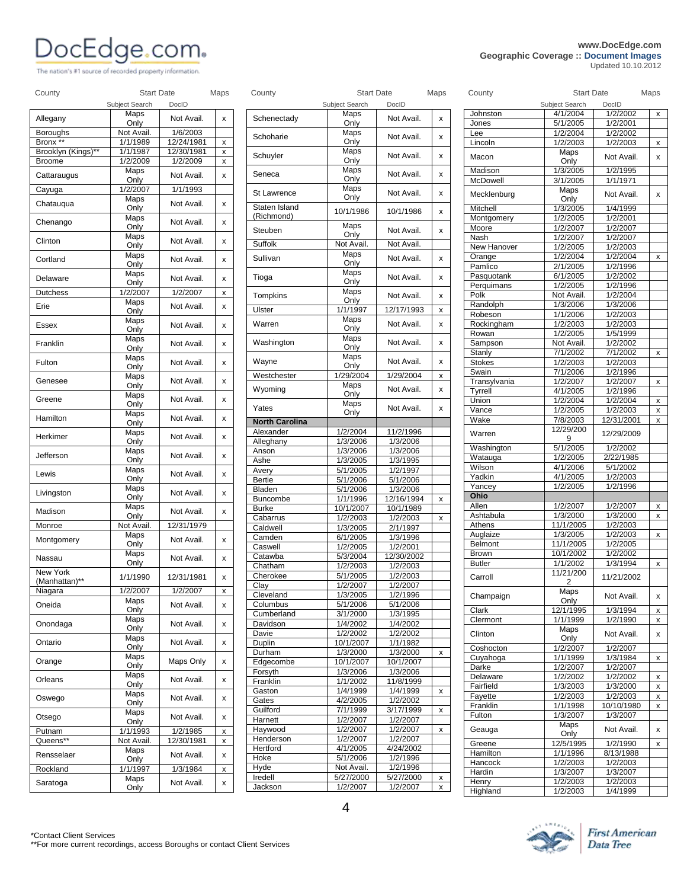www.DocEdge.com
Geographic Coverage :: Document Images
Updated 10.10.2012

| County | Start Date | | Maps |
|---|---|---|---|
| | Subject Search | DocID | |
| Allegany | Maps Only | Not Avail. | x |
| Boroughs | Not Avail. | 1/6/2003 | |
| Bronx ** | 1/1/1989 | 12/24/1981 | x |
| Brooklyn (Kings)** | 1/1/1987 | 12/30/1981 | x |
| Broome | 1/2/2009 | 1/2/2009 | x |
| Cattaraugus | Maps Only | Not Avail. | x |
| Cayuga | 1/2/2007 | 1/1/1993 | |
| Chatauqua | Maps Only | Not Avail. | x |
| Chenango | Maps Only | Not Avail. | x |
| Clinton | Maps Only | Not Avail. | x |
| Cortland | Maps Only | Not Avail. | x |
| Delaware | Maps Only | Not Avail. | x |
| Dutchess | 1/2/2007 | 1/2/2007 | x |
| Erie | Maps Only | Not Avail. | x |
| Essex | Maps Only | Not Avail. | x |
| Franklin | Maps Only | Not Avail. | x |
| Fulton | Maps Only | Not Avail. | x |
| Genesee | Maps Only | Not Avail. | x |
| Greene | Maps Only | Not Avail. | x |
| Hamilton | Maps Only | Not Avail. | x |
| Herkimer | Maps Only | Not Avail. | x |
| Jefferson | Maps Only | Not Avail. | x |
| Lewis | Maps Only | Not Avail. | x |
| Livingston | Maps Only | Not Avail. | x |
| Madison | Maps Only | Not Avail. | x |
| Monroe | Not Avail. | 12/31/1979 | |
| Montgomery | Maps Only | Not Avail. | x |
| Nassau | Maps Only | Not Avail. | x |
| New York (Manhattan)** | 1/1/1990 | 12/31/1981 | x |
| Niagara | 1/2/2007 | 1/2/2007 | x |
| Oneida | Maps Only | Not Avail. | x |
| Onondaga | Maps Only | Not Avail. | x |
| Ontario | Maps Only | Not Avail. | x |
| Orange | Maps Only | Maps Only | x |
| Orleans | Maps Only | Not Avail. | x |
| Oswego | Maps Only | Not Avail. | x |
| Otsego | Maps Only | Not Avail. | x |
| Putnam | 1/1/1993 | 1/2/1985 | x |
| Queens** | Not Avail. | 12/30/1981 | x |
| Rensselaer | Maps Only | Not Avail. | x |
| Rockland | 1/1/1997 | 1/3/1984 | x |
| Saratoga | Maps Only | Not Avail. | x |
| Schenectady | Maps Only | Not Avail. | x |
| Schoharie | Maps Only | Not Avail. | x |
| Schuyler | Maps Only | Not Avail. | x |
| Seneca | Maps Only | Not Avail. | x |
| St Lawrence | Maps Only | Not Avail. | x |
| Staten Island (Richmond) | 10/1/1986 | 10/1/1986 | x |
| Steuben | Maps Only | Not Avail. | x |
| Suffolk | Not Avail. | Not Avail. | |
| Sullivan | Maps Only | Not Avail. | x |
| Tioga | Maps Only | Not Avail. | x |
| Tompkins | Maps Only | Not Avail. | x |
| Ulster | 1/1/1997 | 12/17/1993 | x |
| Warren | Maps Only | Not Avail. | x |
| Washington | Maps Only | Not Avail. | x |
| Wayne | Maps Only | Not Avail. | x |
| Westchester | 1/29/2004 | 1/29/2004 | x |
| Wyoming | Maps Only | Not Avail. | x |
| Yates | Maps Only | Not Avail. | x |
| **North Carolina** | | | |
| Alexander | 1/2/2004 | 11/2/1996 | |
| Alleghany | 1/3/2006 | 1/3/2006 | |
| Anson | 1/3/2006 | 1/3/2006 | |
| Ashe | 1/3/2005 | 1/3/1995 | |
| Avery | 5/1/2005 | 1/2/1997 | |
| Bertie | 5/1/2006 | 5/1/2006 | |
| Bladen | 5/1/2006 | 1/3/2006 | |
| Buncombe | 1/1/1996 | 12/16/1994 | x |
| Burke | 10/1/2007 | 10/1/1989 | |
| Cabarrus | 1/2/2003 | 1/2/2003 | x |
| Caldwell | 1/3/2005 | 2/1/1997 | |
| Camden | 6/1/2005 | 1/3/1996 | |
| Caswell | 1/2/2005 | 1/2/2001 | |
| Catawba | 5/3/2004 | 12/30/2002 | |
| Chatham | 1/2/2003 | 1/2/2003 | |
| Cherokee | 5/1/2005 | 1/2/2003 | |
| Clay | 1/2/2007 | 1/2/2007 | |
| Cleveland | 1/3/2005 | 1/2/1996 | |
| Columbus | 5/1/2006 | 5/1/2006 | |
| Cumberland | 3/1/2000 | 1/3/1995 | |
| Davidson | 1/4/2002 | 1/4/2002 | |
| Davie | 1/2/2002 | 1/2/2002 | |
| Duplin | 10/1/2007 | 1/1/1982 | |
| Durham | 1/3/2000 | 1/3/2000 | x |
| Edgecombe | 10/1/2007 | 10/1/2007 | |
| Forsyth | 1/3/2006 | 1/3/2006 | |
| Franklin | 1/1/2002 | 11/8/1999 | |
| Gaston | 1/4/1999 | 1/4/1999 | x |
| Gates | 4/2/2005 | 1/2/2002 | |
| Guilford | 7/1/1999 | 3/17/1999 | x |
| Harnett | 1/2/2007 | 1/2/2007 | |
| Haywood | 1/2/2007 | 1/2/2007 | x |
| Henderson | 1/2/2007 | 1/2/2007 | |
| Hertford | 4/1/2005 | 4/24/2002 | |
| Hoke | 5/1/2006 | 1/2/1996 | |
| Hyde | Not Avail. | 1/2/1996 | |
| Iredell | 5/27/2000 | 5/27/2000 | x |
| Jackson | 1/2/2007 | 1/2/2007 | x |
| Johnston | 4/1/2004 | 1/2/2002 | x |
| Jones | 5/1/2005 | 1/2/2001 | |
| Lee | 1/2/2004 | 1/2/2002 | |
| Lincoln | 1/2/2003 | 1/2/2003 | x |
| Macon | Maps Only | Not Avail. | x |
| Madison | 1/3/2005 | 1/2/1995 | |
| McDowell | 3/1/2005 | 1/1/1971 | |
| Mecklenburg | Maps Only | Not Avail. | x |
| Mitchell | 1/3/2005 | 1/4/1999 | |
| Montgomery | 1/2/2005 | 1/2/2001 | |
| Moore | 1/2/2007 | 1/2/2007 | |
| Nash | 1/2/2007 | 1/2/2007 | |
| New Hanover | 1/2/2005 | 1/2/2003 | |
| Orange | 1/2/2004 | 1/2/2004 | x |
| Pamlico | 2/1/2005 | 1/2/1996 | |
| Pasquotank | 6/1/2005 | 1/2/2002 | |
| Perquimans | 1/2/2005 | 1/2/1996 | |
| Polk | Not Avail. | 1/2/2004 | |
| Randolph | 1/3/2006 | 1/3/2006 | |
| Robeson | 1/1/2006 | 1/2/2003 | |
| Rockingham | 1/2/2003 | 1/2/2003 | |
| Rowan | 1/2/2005 | 1/5/1999 | |
| Sampson | Not Avail. | 1/2/2002 | |
| Stanly | 7/1/2002 | 7/1/2002 | x |
| Stokes | 1/2/2003 | 1/2/2003 | |
| Swain | 7/1/2006 | 1/2/1996 | |
| Transylvania | 1/2/2007 | 1/2/2007 | x |
| Tyrrell | 4/1/2005 | 1/2/1996 | |
| Union | 1/2/2004 | 1/2/2004 | x |
| Vance | 1/2/2005 | 1/2/2003 | x |
| Wake | 7/8/2003 | 12/31/2001 | x |
| Warren | 12/29/2009 | 12/29/2009 | |
| Washington | 5/1/2005 | 1/2/2002 | |
| Watauga | 1/2/2005 | 2/22/1985 | |
| Wilson | 4/1/2006 | 5/1/2002 | |
| Yadkin | 4/1/2005 | 1/2/2003 | |
| Yancey | 1/2/2005 | 1/2/1996 | |
| **Ohio** | | | |
| Allen | 1/2/2007 | 1/2/2007 | x |
| Ashtabula | 1/3/2000 | 1/3/2000 | x |
| Athens | 11/1/2005 | 1/2/2003 | |
| Auglaize | 1/3/2005 | 1/2/2003 | x |
| Belmont | 11/1/2005 | 1/2/2005 | |
| Brown | 10/1/2002 | 1/2/2002 | |
| Butler | 1/1/2002 | 1/3/1994 | x |
| Carroll | 11/21/2002 | 11/21/2002 | |
| Champaign | Maps Only | Not Avail. | x |
| Clark | 12/1/1995 | 1/3/1994 | x |
| Clermont | 1/1/1999 | 1/2/1990 | x |
| Clinton | Maps Only | Not Avail. | x |
| Coshocton | 1/2/2007 | 1/2/2007 | |
| Cuyahoga | 1/1/1999 | 1/3/1984 | x |
| Darke | 1/2/2007 | 1/2/2007 | |
| Delaware | 1/2/2002 | 1/2/2002 | x |
| Fairfield | 1/3/2003 | 1/3/2000 | x |
| Fayette | 1/2/2003 | 1/2/2003 | x |
| Franklin | 1/1/1998 | 10/10/1980 | x |
| Fulton | 1/3/2007 | 1/3/2007 | |
| Geauga | Maps Only | Not Avail. | x |
| Greene | 12/5/1995 | 1/2/1990 | x |
| Hamilton | 1/1/1996 | 8/13/1988 | |
| Hancock | 1/2/2003 | 1/2/2003 | |
| Hardin | 1/3/2007 | 1/3/2007 | |
| Henry | 1/2/2003 | 1/2/2003 | |
| Highland | 1/2/2003 | 1/4/1999 | |

*Contact Client Services
**For more current recordings, access Boroughs or contact Client Services

First American Data Tree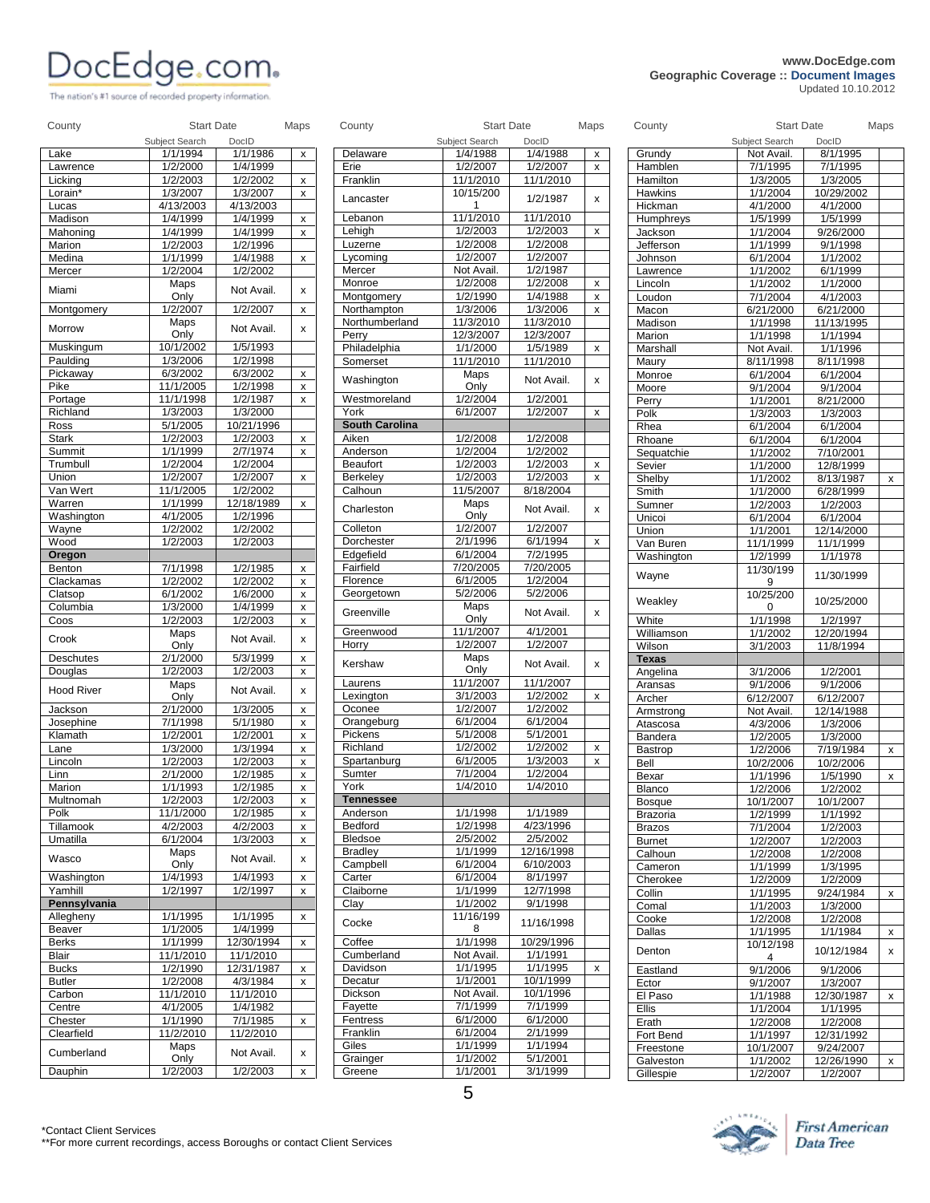**www.DocEdge.com**
**Geographic Coverage :: Document Images**
Updated 10.10.2012

| County | Start Date Subject Search | Start Date DocID | Maps |
|---|---|---|---|
| Lake | 1/1/1994 | 1/1/1986 | x |
| Lawrence | 1/2/2000 | 1/4/1999 | |
| Licking | 1/2/2003 | 1/2/2002 | x |
| Lorain* | 1/3/2007 | 1/3/2007 | x |
| Lucas | 4/13/2003 | 4/13/2003 | |
| Madison | 1/4/1999 | 1/4/1999 | x |
| Mahoning | 1/4/1999 | 1/4/1999 | x |
| Marion | 1/2/2003 | 1/2/1996 | |
| Medina | 1/1/1999 | 1/4/1988 | x |
| Mercer | 1/2/2004 | 1/2/2002 | |
| Miami | Maps Only | Not Avail. | x |
| Montgomery | 1/2/2007 | 1/2/2007 | x |
| Morrow | Maps Only | Not Avail. | x |
| Muskingum | 10/1/2002 | 1/5/1993 | |
| Paulding | 1/3/2006 | 1/2/1998 | |
| Pickaway | 6/3/2002 | 6/3/2002 | x |
| Pike | 11/1/2005 | 1/2/1998 | x |
| Portage | 11/1/1998 | 1/2/1987 | x |
| Richland | 1/3/2003 | 1/3/2000 | |
| Ross | 5/1/2005 | 10/21/1996 | |
| Stark | 1/2/2003 | 1/2/2003 | x |
| Summit | 1/1/1999 | 2/7/1974 | x |
| Trumbull | 1/2/2004 | 1/2/2004 | |
| Union | 1/2/2007 | 1/2/2007 | x |
| Van Wert | 11/1/2005 | 1/2/2002 | |
| Warren | 1/1/1999 | 12/18/1989 | x |
| Washington | 4/1/2005 | 1/2/1996 | |
| Wayne | 1/2/2002 | 1/2/2002 | |
| Wood | 1/2/2003 | 1/2/2003 | |
| **Oregon** | | | |
| Benton | 7/1/1998 | 1/2/1985 | x |
| Clackamas | 1/2/2002 | 1/2/2002 | x |
| Clatsop | 6/1/2002 | 1/6/2000 | x |
| Columbia | 1/3/2000 | 1/4/1999 | x |
| Coos | 1/2/2003 | 1/2/2003 | x |
| Crook | Maps Only | Not Avail. | x |
| Deschutes | 2/1/2000 | 5/3/1999 | x |
| Douglas | 1/2/2003 | 1/2/2003 | x |
| Hood River | Maps Only | Not Avail. | x |
| Jackson | 2/1/2000 | 1/3/2005 | x |
| Josephine | 7/1/1998 | 5/1/1980 | x |
| Klamath | 1/2/2001 | 1/2/2001 | x |
| Lane | 1/3/2000 | 1/3/1994 | x |
| Lincoln | 1/2/2003 | 1/2/2003 | x |
| Linn | 2/1/2000 | 1/2/1985 | x |
| Marion | 1/1/1993 | 1/2/1985 | x |
| Multnomah | 1/2/2003 | 1/2/2003 | x |
| Polk | 11/1/2000 | 1/2/1985 | x |
| Tillamook | 4/2/2003 | 4/2/2003 | x |
| Umatilla | 6/1/2004 | 1/3/2003 | x |
| Wasco | Maps Only | Not Avail. | x |
| Washington | 1/4/1993 | 1/4/1993 | x |
| Yamhill | 1/2/1997 | 1/2/1997 | x |
| **Pennsylvania** | | | |
| Allegheny | 1/1/1995 | 1/1/1995 | x |
| Beaver | 1/1/2005 | 1/4/1999 | |
| Berks | 1/1/1999 | 12/30/1994 | x |
| Blair | 11/1/2010 | 11/1/2010 | |
| Bucks | 1/2/1990 | 12/31/1987 | x |
| Butler | 1/2/2008 | 4/3/1984 | x |
| Carbon | 11/1/2010 | 11/1/2010 | |
| Centre | 4/1/2005 | 1/4/1982 | |
| Chester | 1/1/1990 | 7/1/1985 | x |
| Clearfield | 11/2/2010 | 11/2/2010 | |
| Cumberland | Maps Only | Not Avail. | x |
| Dauphin | 1/2/2003 | 1/2/2003 | x |
| Delaware | 1/4/1988 | 1/4/1988 | x |
| Erie | 1/2/2007 | 1/2/2007 | x |
| Franklin | 11/1/2010 | 11/1/2010 | |
| Lancaster | 10/15/2001 | 1/2/1987 | x |
| Lebanon | 11/1/2010 | 11/1/2010 | |
| Lehigh | 1/2/2003 | 1/2/2003 | x |
| Luzerne | 1/2/2008 | 1/2/2008 | |
| Lycoming | 1/2/2007 | 1/2/2007 | |
| Mercer | Not Avail. | 1/2/1987 | |
| Monroe | 1/2/2008 | 1/2/2008 | x |
| Montgomery | 1/2/1990 | 1/4/1988 | x |
| Northampton | 1/3/2006 | 1/3/2006 | x |
| Northumberland | 11/3/2010 | 11/3/2010 | |
| Perry | 12/3/2007 | 12/3/2007 | |
| Philadelphia | 1/1/2000 | 1/5/1989 | x |
| Somerset | 11/1/2010 | 11/1/2010 | |
| Washington | Maps Only | Not Avail. | x |
| Westmoreland | 1/2/2004 | 1/2/2001 | |
| York | 6/1/2007 | 1/2/2007 | x |
| **South Carolina** | | | |
| Aiken | 1/2/2008 | 1/2/2008 | |
| Anderson | 1/2/2004 | 1/2/2002 | |
| Beaufort | 1/2/2003 | 1/2/2003 | x |
| Berkeley | 1/2/2003 | 1/2/2003 | x |
| Calhoun | 11/5/2007 | 8/18/2004 | |
| Charleston | Maps Only | Not Avail. | x |
| Colleton | 1/2/2007 | 1/2/2007 | |
| Dorchester | 2/1/1996 | 6/1/1994 | x |
| Edgefield | 6/1/2004 | 7/2/1995 | |
| Fairfield | 7/20/2005 | 7/20/2005 | |
| Florence | 6/1/2005 | 1/2/2004 | |
| Georgetown | 5/2/2006 | 5/2/2006 | |
| Greenville | Maps Only | Not Avail. | x |
| Greenwood | 11/1/2007 | 4/1/2001 | |
| Horry | 1/2/2007 | 1/2/2007 | |
| Kershaw | Maps Only | Not Avail. | x |
| Laurens | 11/1/2007 | 11/1/2007 | |
| Lexington | 3/1/2003 | 1/2/2002 | x |
| Oconee | 1/2/2007 | 1/2/2002 | |
| Orangeburg | 6/1/2004 | 6/1/2004 | |
| Pickens | 5/1/2008 | 5/1/2001 | |
| Richland | 1/2/2002 | 1/2/2002 | x |
| Spartanburg | 6/1/2005 | 1/3/2003 | x |
| Sumter | 7/1/2004 | 1/2/2004 | |
| York | 1/4/2010 | 1/4/2010 | |
| **Tennessee** | | | |
| Anderson | 1/1/1998 | 1/1/1989 | |
| Bedford | 1/2/1998 | 4/23/1996 | |
| Bledsoe | 2/5/2002 | 2/5/2002 | |
| Bradley | 1/1/1999 | 12/16/1998 | |
| Campbell | 6/1/2004 | 6/10/2003 | |
| Carter | 6/1/2004 | 8/1/1997 | |
| Claiborne | 1/1/1999 | 12/7/1998 | |
| Clay | 1/1/2002 | 9/1/1998 | |
| Cocke | 11/16/1998 | 11/16/1998 | |
| Coffee | 1/1/1998 | 10/29/1996 | |
| Cumberland | Not Avail. | 1/1/1991 | |
| Davidson | 1/1/1995 | 1/1/1995 | x |
| Decatur | 1/1/2001 | 10/1/1999 | |
| Dickson | Not Avail. | 10/1/1996 | |
| Fayette | 7/1/1999 | 7/1/1999 | |
| Fentress | 6/1/2000 | 6/1/2000 | |
| Franklin | 6/1/2004 | 2/1/1999 | |
| Giles | 1/1/1999 | 1/1/1994 | |
| Grainger | 1/1/2002 | 5/1/2001 | |
| Greene | 1/1/2001 | 3/1/1999 | |
| Grundy | Not Avail. | 8/1/1995 | |
| Hamblen | 7/1/1995 | 7/1/1995 | |
| Hamilton | 1/3/2005 | 1/3/2005 | |
| Hawkins | 1/1/2004 | 10/29/2002 | |
| Hickman | 4/1/2000 | 4/1/2000 | |
| Humphreys | 1/5/1999 | 1/5/1999 | |
| Jackson | 1/1/2004 | 9/26/2000 | |
| Jefferson | 1/1/1999 | 9/1/1998 | |
| Johnson | 6/1/2004 | 1/1/2002 | |
| Lawrence | 1/1/2002 | 6/1/1999 | |
| Lincoln | 1/1/2002 | 1/1/2000 | |
| Loudon | 7/1/2004 | 4/1/2003 | |
| Macon | 6/21/2000 | 6/21/2000 | |
| Madison | 1/1/1998 | 11/13/1995 | |
| Marion | 1/1/1998 | 1/1/1994 | |
| Marshall | Not Avail. | 1/1/1996 | |
| Maury | 8/11/1998 | 8/11/1998 | |
| Monroe | 6/1/2004 | 6/1/2004 | |
| Moore | 9/1/2004 | 9/1/2004 | |
| Perry | 1/1/2001 | 8/21/2000 | |
| Polk | 1/3/2003 | 1/3/2003 | |
| Rhea | 6/1/2004 | 6/1/2004 | |
| Rhoane | 6/1/2004 | 6/1/2004 | |
| Sequatchie | 1/1/2002 | 7/10/2001 | |
| Sevier | 1/1/2000 | 12/8/1999 | |
| Shelby | 1/1/2002 | 8/13/1987 | x |
| Smith | 1/1/2000 | 6/28/1999 | |
| Sumner | 1/2/2003 | 1/2/2003 | |
| Unicoi | 6/1/2004 | 6/1/2004 | |
| Union | 1/1/2001 | 12/14/2000 | |
| Van Buren | 11/1/1999 | 11/1/1999 | |
| Washington | 1/2/1999 | 1/1/1978 | |
| Wayne | 11/30/1999 | 11/30/1999 | |
| Weakley | 10/25/2000 | 10/25/2000 | |
| White | 1/1/1998 | 1/2/1997 | |
| Williamson | 1/1/2002 | 12/20/1994 | |
| Wilson | 3/1/2003 | 11/8/1994 | |
| **Texas** | | | |
| Angelina | 3/1/2006 | 1/2/2001 | |
| Aransas | 9/1/2006 | 9/1/2006 | |
| Archer | 6/12/2007 | 6/12/2007 | |
| Armstrong | Not Avail. | 12/14/1988 | |
| Atascosa | 4/3/2006 | 1/3/2006 | |
| Bandera | 1/2/2005 | 1/3/2000 | |
| Bastrop | 1/2/2006 | 7/19/1984 | x |
| Bell | 10/2/2006 | 10/2/2006 | |
| Bexar | 1/1/1996 | 1/5/1990 | x |
| Blanco | 1/2/2006 | 1/2/2002 | |
| Bosque | 10/1/2007 | 10/1/2007 | |
| Brazoria | 1/2/1999 | 1/1/1992 | |
| Brazos | 7/1/2004 | 1/2/2003 | |
| Burnet | 1/2/2007 | 1/2/2003 | |
| Calhoun | 1/2/2008 | 1/2/2008 | |
| Cameron | 1/1/1999 | 1/3/1995 | |
| Cherokee | 1/2/2009 | 1/2/2009 | |
| Collin | 1/1/1995 | 9/24/1984 | x |
| Comal | 1/1/2003 | 1/3/2000 | |
| Cooke | 1/2/2008 | 1/2/2008 | |
| Dallas | 1/1/1995 | 1/1/1984 | x |
| Denton | 10/12/1984 | 10/12/1984 | x |
| Eastland | 9/1/2006 | 9/1/2006 | |
| Ector | 9/1/2007 | 1/3/2007 | |
| El Paso | 1/1/1988 | 12/30/1987 | x |
| Ellis | 1/1/2004 | 1/1/1995 | |
| Erath | 1/2/2008 | 1/2/2008 | |
| Fort Bend | 1/1/1997 | 12/31/1992 | |
| Freestone | 10/1/2007 | 9/24/2007 | |
| Galveston | 1/1/2002 | 12/26/1990 | x |
| Gillespie | 1/2/2007 | 1/2/2007 | |

*Contact Client Services
**For more current recordings, access Boroughs or contact Client Services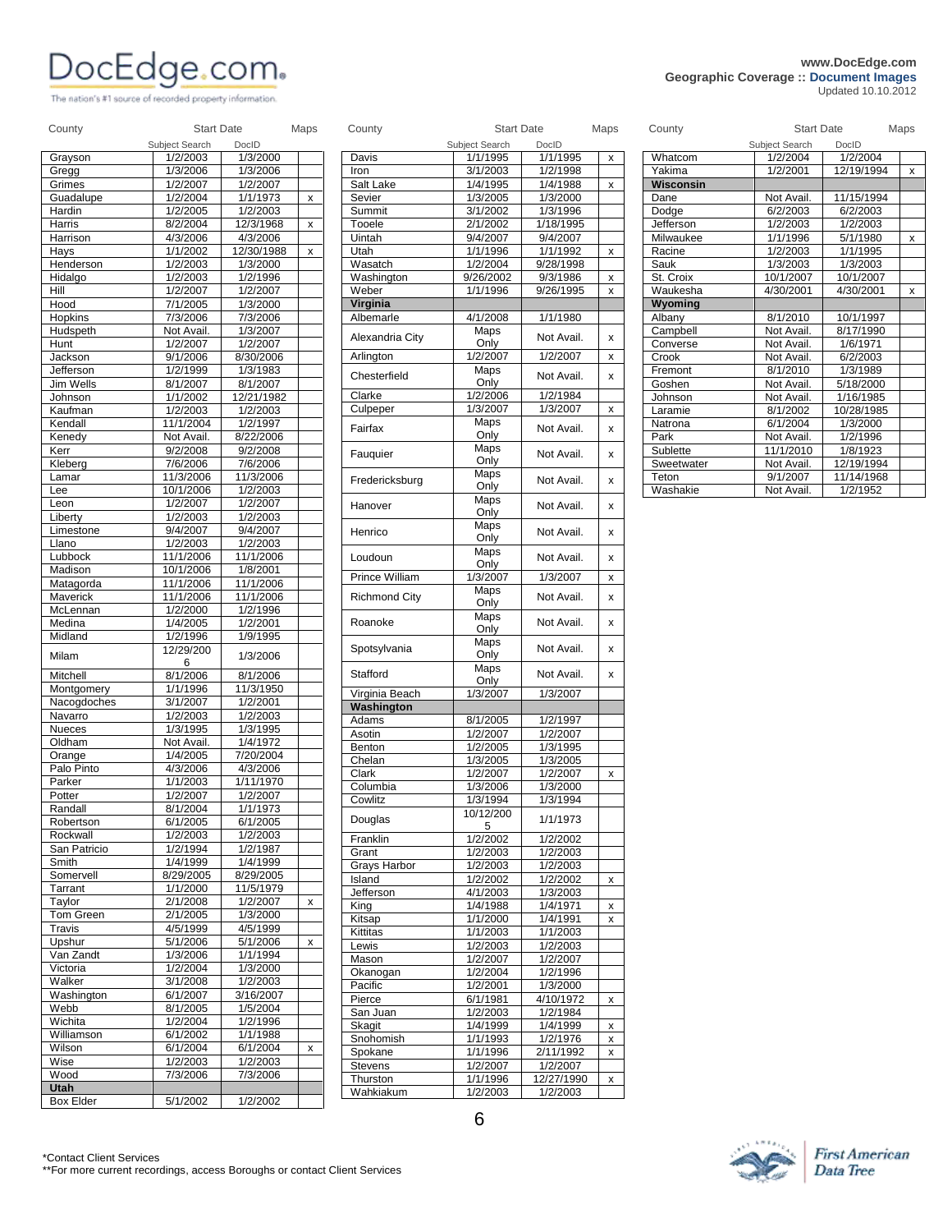DocEdge.com

The nation's #1 source of recorded property information.

www.DocEdge.com
**Geographic Coverage :: Document Images**
Updated 10.10.2012

| County | Start Date Subject Search | Start Date DocID | Maps |
|---|---|---|---|
| Grayson | 1/2/2003 | 1/3/2000 | |
| Gregg | 1/3/2006 | 1/3/2006 | |
| Grimes | 1/2/2007 | 1/2/2007 | |
| Guadalupe | 1/2/2004 | 1/1/1973 | x |
| Hardin | 1/2/2005 | 1/2/2003 | |
| Harris | 8/2/2004 | 12/3/1968 | x |
| Harrison | 4/3/2006 | 4/3/2006 | |
| Hays | 1/1/2002 | 12/30/1988 | x |
| Henderson | 1/2/2003 | 1/3/2000 | |
| Hidalgo | 1/2/2003 | 1/2/1996 | |
| Hill | 1/2/2007 | 1/2/2007 | |
| Hood | 7/1/2005 | 1/3/2000 | |
| Hopkins | 7/3/2006 | 7/3/2006 | |
| Hudspeth | Not Avail. | 1/3/2007 | |
| Hunt | 1/2/2007 | 1/2/2007 | |
| Jackson | 9/1/2006 | 8/30/2006 | |
| Jefferson | 1/2/1999 | 1/3/1983 | |
| Jim Wells | 8/1/2007 | 8/1/2007 | |
| Johnson | 1/1/2002 | 12/21/1982 | |
| Kaufman | 1/2/2003 | 1/2/2003 | |
| Kendall | 11/1/2004 | 1/2/1997 | |
| Kenedy | Not Avail. | 8/22/2006 | |
| Kerr | 9/2/2008 | 9/2/2008 | |
| Kleberg | 7/6/2006 | 7/6/2006 | |
| Lamar | 11/3/2006 | 11/3/2006 | |
| Lee | 10/1/2006 | 1/2/2003 | |
| Leon | 1/2/2007 | 1/2/2007 | |
| Liberty | 1/2/2003 | 1/2/2003 | |
| Limestone | 9/4/2007 | 9/4/2007 | |
| Llano | 1/2/2003 | 1/2/2003 | |
| Lubbock | 11/1/2006 | 11/1/2006 | |
| Madison | 10/1/2006 | 1/8/2001 | |
| Matagorda | 11/1/2006 | 11/1/2006 | |
| Maverick | 11/1/2006 | 11/1/2006 | |
| McLennan | 1/2/2000 | 1/2/1996 | |
| Medina | 1/4/2005 | 1/2/2001 | |
| Midland | 1/2/1996 | 1/9/1995 | |
| Milam | 12/29/2006 | 1/3/2006 | |
| Mitchell | 8/1/2006 | 8/1/2006 | |
| Montgomery | 1/1/1996 | 11/3/1950 | |
| Nacogdoches | 3/1/2007 | 1/2/2001 | |
| Navarro | 1/2/2003 | 1/2/2003 | |
| Nueces | 1/3/1995 | 1/3/1995 | |
| Oldham | Not Avail. | 1/4/1972 | |
| Orange | 1/4/2005 | 7/20/2004 | |
| Palo Pinto | 4/3/2006 | 4/3/2006 | |
| Parker | 1/1/2003 | 1/11/1970 | |
| Potter | 1/2/2007 | 1/2/2007 | |
| Randall | 8/1/2004 | 1/1/1973 | |
| Robertson | 6/1/2005 | 6/1/2005 | |
| Rockwall | 1/2/2003 | 1/2/2003 | |
| San Patricio | 1/2/1994 | 1/2/1987 | |
| Smith | 1/4/1999 | 1/4/1999 | |
| Somervell | 8/29/2005 | 8/29/2005 | |
| Tarrant | 1/1/2000 | 11/5/1979 | |
| Taylor | 2/1/2008 | 1/2/2007 | x |
| Tom Green | 2/1/2005 | 1/3/2000 | |
| Travis | 4/5/1999 | 4/5/1999 | |
| Upshur | 5/1/2006 | 5/1/2006 | x |
| Van Zandt | 1/3/2006 | 1/1/1994 | |
| Victoria | 1/2/2004 | 1/3/2000 | |
| Walker | 3/1/2008 | 1/2/2003 | |
| Washington | 6/1/2007 | 3/16/2007 | |
| Webb | 8/1/2005 | 1/5/2004 | |
| Wichita | 1/2/2004 | 1/2/1996 | |
| Williamson | 6/1/2002 | 1/1/1988 | |
| Wilson | 6/1/2004 | 6/1/2004 | x |
| Wise | 1/2/2003 | 1/2/2003 | |
| Wood | 7/3/2006 | 7/3/2006 | |
| **Utah** | | | |
| Box Elder | 5/1/2002 | 1/2/2002 | |
| Davis | 1/1/1995 | 1/1/1995 | x |
| Iron | 3/1/2003 | 1/2/1998 | |
| Salt Lake | 1/4/1995 | 1/4/1988 | x |
| Sevier | 1/3/2005 | 1/3/2000 | |
| Summit | 3/1/2002 | 1/3/1996 | |
| Tooele | 2/1/2002 | 1/18/1995 | |
| Uintah | 9/4/2007 | 9/4/2007 | |
| Utah | 1/1/1996 | 1/1/1992 | x |
| Wasatch | 1/2/2004 | 9/28/1998 | |
| Washington | 9/26/2002 | 9/3/1986 | x |
| Weber | 1/1/1996 | 9/26/1995 | x |
| **Virginia** | | | |
| Albemarle | 4/1/2008 | 1/1/1980 | |
| Alexandria City | Maps Only | Not Avail. | x |
| Arlington | 1/2/2007 | 1/2/2007 | x |
| Chesterfield | Maps Only | Not Avail. | x |
| Clarke | 1/2/2006 | 1/2/1984 | |
| Culpeper | 1/3/2007 | 1/3/2007 | x |
| Fairfax | Maps Only | Not Avail. | x |
| Fauquier | Maps Only | Not Avail. | x |
| Fredericksburg | Maps Only | Not Avail. | x |
| Hanover | Maps Only | Not Avail. | x |
| Henrico | Maps Only | Not Avail. | x |
| Loudoun | Maps Only | Not Avail. | x |
| Prince William | 1/3/2007 | 1/3/2007 | x |
| Richmond City | Maps Only | Not Avail. | x |
| Roanoke | Maps Only | Not Avail. | x |
| Spotsylvania | Maps Only | Not Avail. | x |
| Stafford | Maps Only | Not Avail. | x |
| Virginia Beach | 1/3/2007 | 1/3/2007 | |
| **Washington** | | | |
| Adams | 8/1/2005 | 1/2/1997 | |
| Asotin | 1/2/2007 | 1/2/2007 | |
| Benton | 1/2/2005 | 1/3/1995 | |
| Chelan | 1/3/2005 | 1/3/2005 | |
| Clark | 1/2/2007 | 1/2/2007 | x |
| Columbia | 1/3/2006 | 1/3/2000 | |
| Cowlitz | 1/3/1994 | 1/3/1994 | |
| Douglas | 10/12/2005 | 1/1/1973 | |
| Franklin | 1/2/2002 | 1/2/2002 | |
| Grant | 1/2/2003 | 1/2/2003 | |
| Grays Harbor | 1/2/2003 | 1/2/2003 | |
| Island | 1/2/2002 | 1/2/2002 | x |
| Jefferson | 4/1/2003 | 1/3/2003 | |
| King | 1/4/1988 | 1/4/1971 | x |
| Kitsap | 1/1/2000 | 1/4/1991 | x |
| Kittitas | 1/1/2003 | 1/1/2003 | |
| Lewis | 1/2/2003 | 1/2/2003 | |
| Mason | 1/2/2007 | 1/2/2007 | |
| Okanogan | 1/2/2004 | 1/2/1996 | |
| Pacific | 1/2/2001 | 1/3/2000 | |
| Pierce | 6/1/1981 | 4/10/1972 | x |
| San Juan | 1/2/2003 | 1/2/1984 | |
| Skagit | 1/4/1999 | 1/4/1999 | x |
| Snohomish | 1/1/1993 | 1/2/1976 | x |
| Spokane | 1/1/1996 | 2/11/1992 | x |
| Stevens | 1/2/2007 | 1/2/2007 | |
| Thurston | 1/1/1996 | 12/27/1990 | x |
| Wahkiakum | 1/2/2003 | 1/2/2003 | |
| Whatcom | 1/2/2004 | 1/2/2004 | |
| Yakima | 1/2/2001 | 12/19/1994 | x |
| **Wisconsin** | | | |
| Dane | Not Avail. | 11/15/1994 | |
| Dodge | 6/2/2003 | 6/2/2003 | |
| Jefferson | 1/2/2003 | 1/2/2003 | |
| Milwaukee | 1/1/1996 | 5/1/1980 | x |
| Racine | 1/2/2003 | 1/1/1995 | |
| Sauk | 1/3/2003 | 1/3/2003 | |
| St. Croix | 10/1/2007 | 10/1/2007 | |
| Waukesha | 4/30/2001 | 4/30/2001 | x |
| **Wyoming** | | | |
| Albany | 8/1/2010 | 10/1/1997 | |
| Campbell | Not Avail. | 8/17/1990 | |
| Converse | Not Avail. | 1/6/1971 | |
| Crook | Not Avail. | 6/2/2003 | |
| Fremont | 8/1/2010 | 1/3/1989 | |
| Goshen | Not Avail. | 5/18/2000 | |
| Johnson | Not Avail. | 1/16/1985 | |
| Laramie | 8/1/2002 | 10/28/1985 | |
| Natrona | 6/1/2004 | 1/3/2000 | |
| Park | Not Avail. | 1/2/1996 | |
| Sublette | 11/1/2010 | 1/8/1923 | |
| Sweetwater | Not Avail. | 12/19/1994 | |
| Teton | 9/1/2007 | 11/14/1968 | |
| Washakie | Not Avail. | 1/2/1952 | |

*Contact Client Services
**For more current recordings, access Boroughs or contact Client Services

First American Data Tree